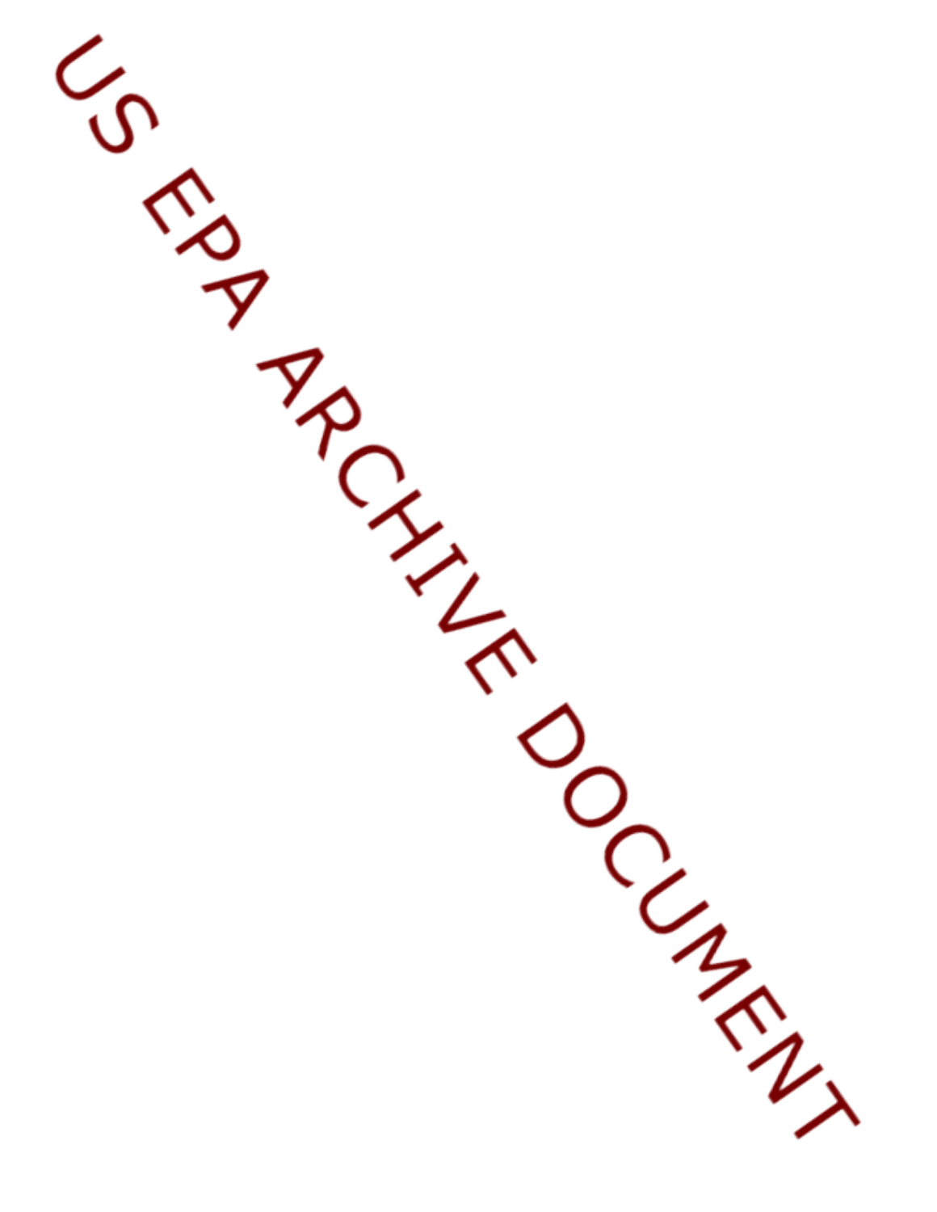US EPA ARCHIVE DOCUMENT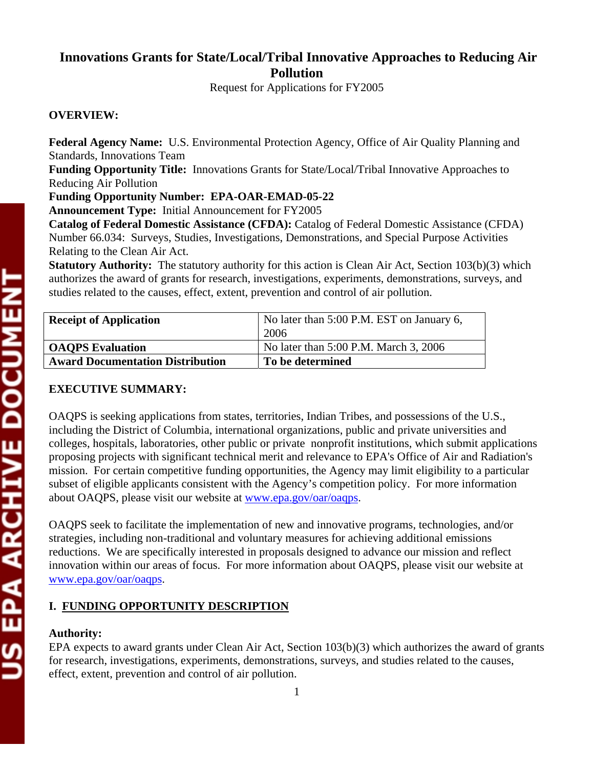# Innovations Grants for State/Local/Tribal Innovative Approaches to Reducing Air Pollution

Request for Applications for FY2005

**OVERVIEW:**

**Federal Agency Name:** U.S. Environmental Protection Agency, Office of Air Quality Planning and Standards, Innovations Team
**Funding Opportunity Title:** Innovations Grants for State/Local/Tribal Innovative Approaches to Reducing Air Pollution
**Funding Opportunity Number: EPA-OAR-EMAD-05-22**
**Announcement Type:** Initial Announcement for FY2005
**Catalog of Federal Domestic Assistance (CFDA):** Catalog of Federal Domestic Assistance (CFDA) Number 66.034: Surveys, Studies, Investigations, Demonstrations, and Special Purpose Activities Relating to the Clean Air Act.
**Statutory Authority:** The statutory authority for this action is Clean Air Act, Section 103(b)(3) which authorizes the award of grants for research, investigations, experiments, demonstrations, surveys, and studies related to the causes, effect, extent, prevention and control of air pollution.

| **Receipt of Application** | No later than 5:00 P.M. EST on January 6, 2006 |
|---|---|
| **OAQPS Evaluation** | No later than 5:00 P.M. March 3, 2006 |
| **Award Documentation Distribution** | **To be determined** |

**EXECUTIVE SUMMARY:**

OAQPS is seeking applications from states, territories, Indian Tribes, and possessions of the U.S., including the District of Columbia, international organizations, public and private universities and colleges, hospitals, laboratories, other public or private nonprofit institutions, which submit applications proposing projects with significant technical merit and relevance to EPA's Office of Air and Radiation's mission. For certain competitive funding opportunities, the Agency may limit eligibility to a particular subset of eligible applicants consistent with the Agency's competition policy. For more information about OAQPS, please visit our website at www.epa.gov/oar/oaqps.

OAQPS seek to facilitate the implementation of new and innovative programs, technologies, and/or strategies, including non-traditional and voluntary measures for achieving additional emissions reductions. We are specifically interested in proposals designed to advance our mission and reflect innovation within our areas of focus. For more information about OAQPS, please visit our website at www.epa.gov/oar/oaqps.

## I. FUNDING OPPORTUNITY DESCRIPTION

**Authority:**
EPA expects to award grants under Clean Air Act, Section 103(b)(3) which authorizes the award of grants for research, investigations, experiments, demonstrations, surveys, and studies related to the causes, effect, extent, prevention and control of air pollution.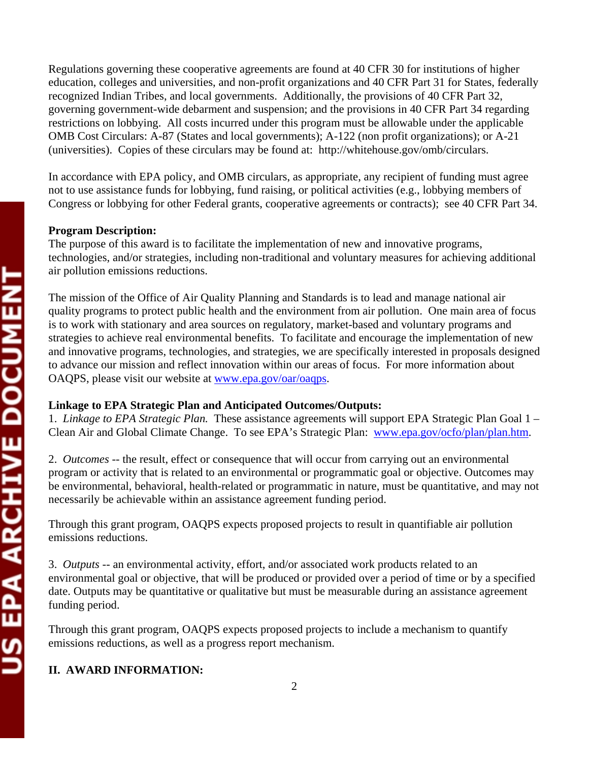Regulations governing these cooperative agreements are found at 40 CFR 30 for institutions of higher education, colleges and universities, and non-profit organizations and 40 CFR Part 31 for States, federally recognized Indian Tribes, and local governments. Additionally, the provisions of 40 CFR Part 32, governing government-wide debarment and suspension; and the provisions in 40 CFR Part 34 regarding restrictions on lobbying. All costs incurred under this program must be allowable under the applicable OMB Cost Circulars: A-87 (States and local governments); A-122 (non profit organizations); or A-21 (universities). Copies of these circulars may be found at: http://whitehouse.gov/omb/circulars.

In accordance with EPA policy, and OMB circulars, as appropriate, any recipient of funding must agree not to use assistance funds for lobbying, fund raising, or political activities (e.g., lobbying members of Congress or lobbying for other Federal grants, cooperative agreements or contracts); see 40 CFR Part 34.

**Program Description:**
The purpose of this award is to facilitate the implementation of new and innovative programs, technologies, and/or strategies, including non-traditional and voluntary measures for achieving additional air pollution emissions reductions.

The mission of the Office of Air Quality Planning and Standards is to lead and manage national air quality programs to protect public health and the environment from air pollution. One main area of focus is to work with stationary and area sources on regulatory, market-based and voluntary programs and strategies to achieve real environmental benefits. To facilitate and encourage the implementation of new and innovative programs, technologies, and strategies, we are specifically interested in proposals designed to advance our mission and reflect innovation within our areas of focus. For more information about OAQPS, please visit our website at www.epa.gov/oar/oaqps.

**Linkage to EPA Strategic Plan and Anticipated Outcomes/Outputs:**
1. *Linkage to EPA Strategic Plan.* These assistance agreements will support EPA Strategic Plan Goal 1 – Clean Air and Global Climate Change. To see EPA's Strategic Plan: www.epa.gov/ocfo/plan/plan.htm.

2. *Outcomes* -- the result, effect or consequence that will occur from carrying out an environmental program or activity that is related to an environmental or programmatic goal or objective. Outcomes may be environmental, behavioral, health-related or programmatic in nature, must be quantitative, and may not necessarily be achievable within an assistance agreement funding period.

Through this grant program, OAQPS expects proposed projects to result in quantifiable air pollution emissions reductions.

3. *Outputs* -- an environmental activity, effort, and/or associated work products related to an environmental goal or objective, that will be produced or provided over a period of time or by a specified date. Outputs may be quantitative or qualitative but must be measurable during an assistance agreement funding period.

Through this grant program, OAQPS expects proposed projects to include a mechanism to quantify emissions reductions, as well as a progress report mechanism.

## II. AWARD INFORMATION: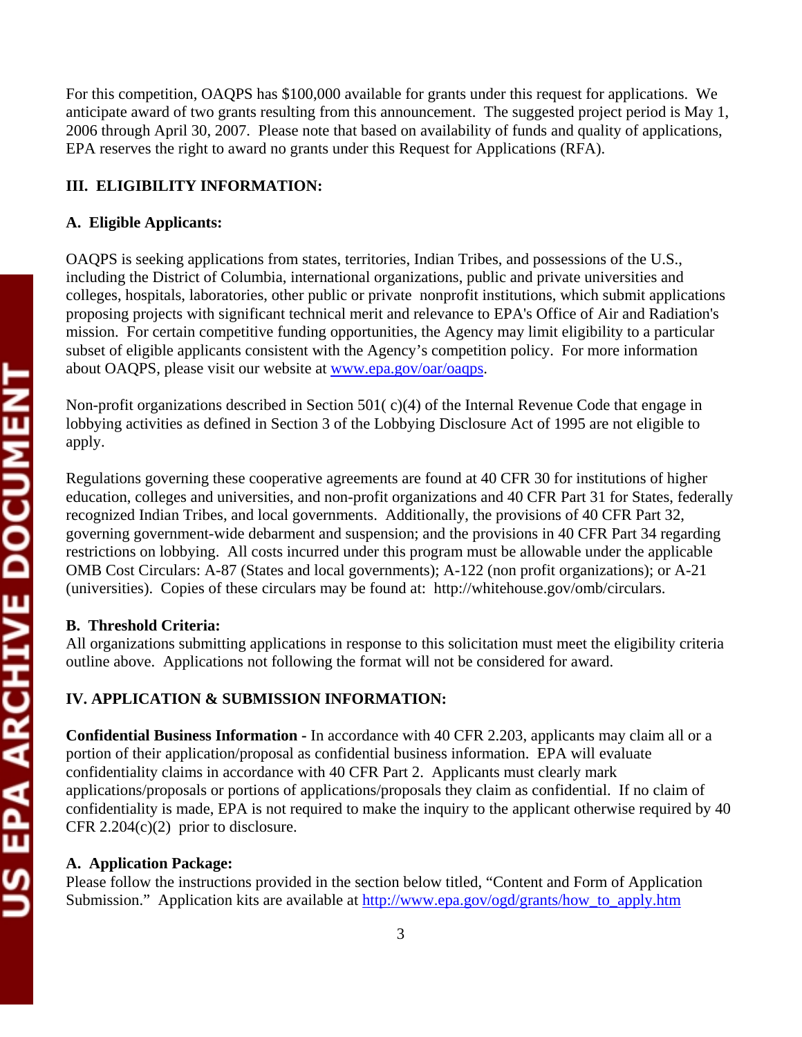For this competition, OAQPS has $100,000 available for grants under this request for applications. We anticipate award of two grants resulting from this announcement. The suggested project period is May 1, 2006 through April 30, 2007. Please note that based on availability of funds and quality of applications, EPA reserves the right to award no grants under this Request for Applications (RFA).

## III. ELIGIBILITY INFORMATION:

### A. Eligible Applicants:

OAQPS is seeking applications from states, territories, Indian Tribes, and possessions of the U.S., including the District of Columbia, international organizations, public and private universities and colleges, hospitals, laboratories, other public or private nonprofit institutions, which submit applications proposing projects with significant technical merit and relevance to EPA's Office of Air and Radiation's mission. For certain competitive funding opportunities, the Agency may limit eligibility to a particular subset of eligible applicants consistent with the Agency's competition policy. For more information about OAQPS, please visit our website at [www.epa.gov/oar/oaqps](www.epa.gov/oar/oaqps).

Non-profit organizations described in Section 501( c)(4) of the Internal Revenue Code that engage in lobbying activities as defined in Section 3 of the Lobbying Disclosure Act of 1995 are not eligible to apply.

Regulations governing these cooperative agreements are found at 40 CFR 30 for institutions of higher education, colleges and universities, and non-profit organizations and 40 CFR Part 31 for States, federally recognized Indian Tribes, and local governments. Additionally, the provisions of 40 CFR Part 32, governing government-wide debarment and suspension; and the provisions in 40 CFR Part 34 regarding restrictions on lobbying. All costs incurred under this program must be allowable under the applicable OMB Cost Circulars: A-87 (States and local governments); A-122 (non profit organizations); or A-21 (universities). Copies of these circulars may be found at: http://whitehouse.gov/omb/circulars.

### B. Threshold Criteria:

All organizations submitting applications in response to this solicitation must meet the eligibility criteria outline above. Applications not following the format will not be considered for award.

## IV. APPLICATION & SUBMISSION INFORMATION:

**Confidential Business Information -** In accordance with 40 CFR 2.203, applicants may claim all or a portion of their application/proposal as confidential business information. EPA will evaluate confidentiality claims in accordance with 40 CFR Part 2. Applicants must clearly mark applications/proposals or portions of applications/proposals they claim as confidential. If no claim of confidentiality is made, EPA is not required to make the inquiry to the applicant otherwise required by 40 CFR 2.204(c)(2) prior to disclosure.

### A. Application Package:

Please follow the instructions provided in the section below titled, "Content and Form of Application Submission." Application kits are available at [http://www.epa.gov/ogd/grants/how_to_apply.htm](http://www.epa.gov/ogd/grants/how_to_apply.htm)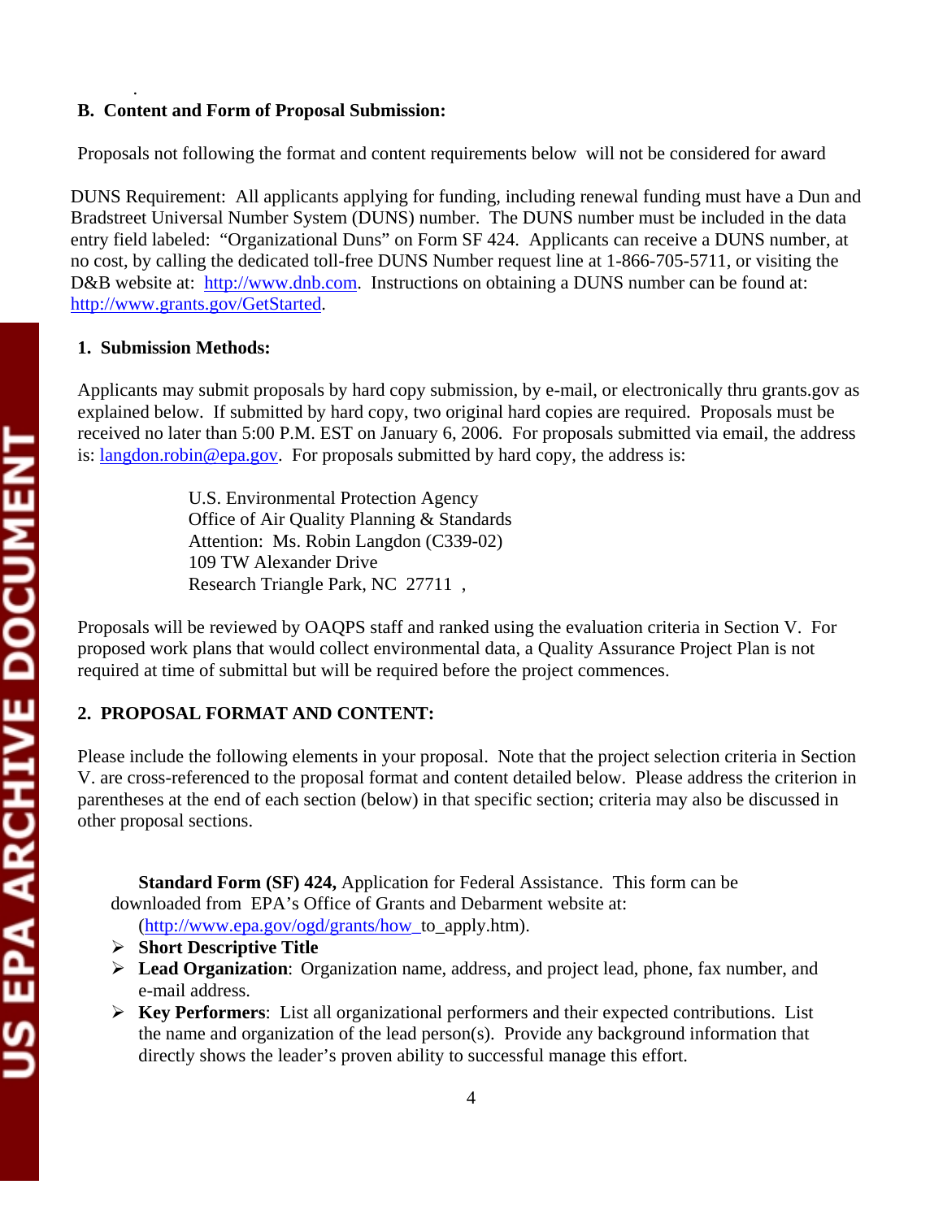### B. Content and Form of Proposal Submission:

Proposals not following the format and content requirements below will not be considered for award

DUNS Requirement: All applicants applying for funding, including renewal funding must have a Dun and Bradstreet Universal Number System (DUNS) number. The DUNS number must be included in the data entry field labeled: "Organizational Duns" on Form SF 424. Applicants can receive a DUNS number, at no cost, by calling the dedicated toll-free DUNS Number request line at 1-866-705-5711, or visiting the D&B website at: http://www.dnb.com. Instructions on obtaining a DUNS number can be found at: http://www.grants.gov/GetStarted.

#### 1. Submission Methods:

Applicants may submit proposals by hard copy submission, by e-mail, or electronically thru grants.gov as explained below. If submitted by hard copy, two original hard copies are required. Proposals must be received no later than 5:00 P.M. EST on January 6, 2006. For proposals submitted via email, the address is: langdon.robin@epa.gov. For proposals submitted by hard copy, the address is:

> U.S. Environmental Protection Agency
> Office of Air Quality Planning & Standards
> Attention: Ms. Robin Langdon (C339-02)
> 109 TW Alexander Drive
> Research Triangle Park, NC 27711 ,

Proposals will be reviewed by OAQPS staff and ranked using the evaluation criteria in Section V. For proposed work plans that would collect environmental data, a Quality Assurance Project Plan is not required at time of submittal but will be required before the project commences.

#### 2. PROPOSAL FORMAT AND CONTENT:

Please include the following elements in your proposal. Note that the project selection criteria in Section V. are cross-referenced to the proposal format and content detailed below. Please address the criterion in parentheses at the end of each section (below) in that specific section; criteria may also be discussed in other proposal sections.

**Standard Form (SF) 424,** Application for Federal Assistance. This form can be downloaded from EPA's Office of Grants and Debarment website at: (http://www.epa.gov/ogd/grants/how_to_apply.htm).

- **Short Descriptive Title**
- **Lead Organization**: Organization name, address, and project lead, phone, fax number, and e-mail address.
- **Key Performers**: List all organizational performers and their expected contributions. List the name and organization of the lead person(s). Provide any background information that directly shows the leader's proven ability to successful manage this effort.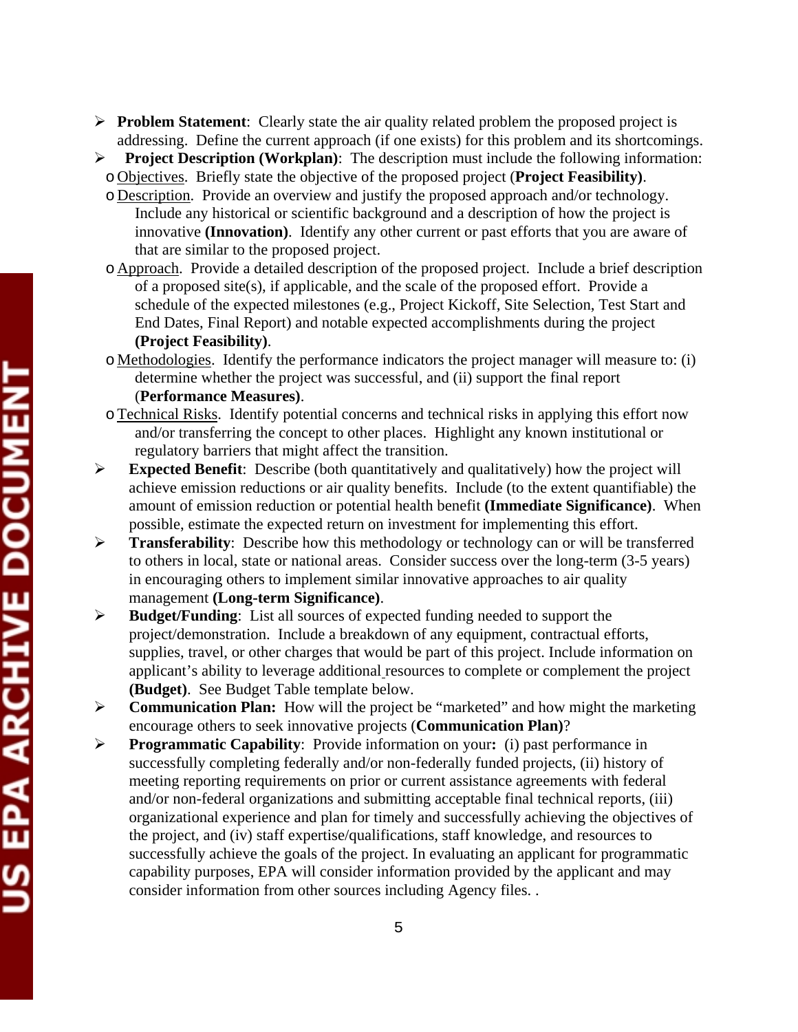- **Problem Statement**: Clearly state the air quality related problem the proposed project is addressing. Define the current approach (if one exists) for this problem and its shortcomings.
- **Project Description (Workplan)**: The description must include the following information:
  - Objectives. Briefly state the objective of the proposed project (**Project Feasibility)**.
  - Description. Provide an overview and justify the proposed approach and/or technology. Include any historical or scientific background and a description of how the project is innovative **(Innovation)**. Identify any other current or past efforts that you are aware of that are similar to the proposed project.
  - Approach. Provide a detailed description of the proposed project. Include a brief description of a proposed site(s), if applicable, and the scale of the proposed effort. Provide a schedule of the expected milestones (e.g., Project Kickoff, Site Selection, Test Start and End Dates, Final Report) and notable expected accomplishments during the project **(Project Feasibility)**.
  - Methodologies. Identify the performance indicators the project manager will measure to: (i) determine whether the project was successful, and (ii) support the final report (**Performance Measures)**.
  - Technical Risks. Identify potential concerns and technical risks in applying this effort now and/or transferring the concept to other places. Highlight any known institutional or regulatory barriers that might affect the transition.
- **Expected Benefit**: Describe (both quantitatively and qualitatively) how the project will achieve emission reductions or air quality benefits. Include (to the extent quantifiable) the amount of emission reduction or potential health benefit **(Immediate Significance)**. When possible, estimate the expected return on investment for implementing this effort.
- **Transferability**: Describe how this methodology or technology can or will be transferred to others in local, state or national areas. Consider success over the long-term (3-5 years) in encouraging others to implement similar innovative approaches to air quality management **(Long-term Significance)**.
- **Budget/Funding**: List all sources of expected funding needed to support the project/demonstration. Include a breakdown of any equipment, contractual efforts, supplies, travel, or other charges that would be part of this project. Include information on applicant's ability to leverage additional resources to complete or complement the project **(Budget)**. See Budget Table template below.
- **Communication Plan:** How will the project be "marketed" and how might the marketing encourage others to seek innovative projects (**Communication Plan)**?
- **Programmatic Capability**: Provide information on your**:** (i) past performance in successfully completing federally and/or non-federally funded projects, (ii) history of meeting reporting requirements on prior or current assistance agreements with federal and/or non-federal organizations and submitting acceptable final technical reports, (iii) organizational experience and plan for timely and successfully achieving the objectives of the project, and (iv) staff expertise/qualifications, staff knowledge, and resources to successfully achieve the goals of the project. In evaluating an applicant for programmatic capability purposes, EPA will consider information provided by the applicant and may consider information from other sources including Agency files. .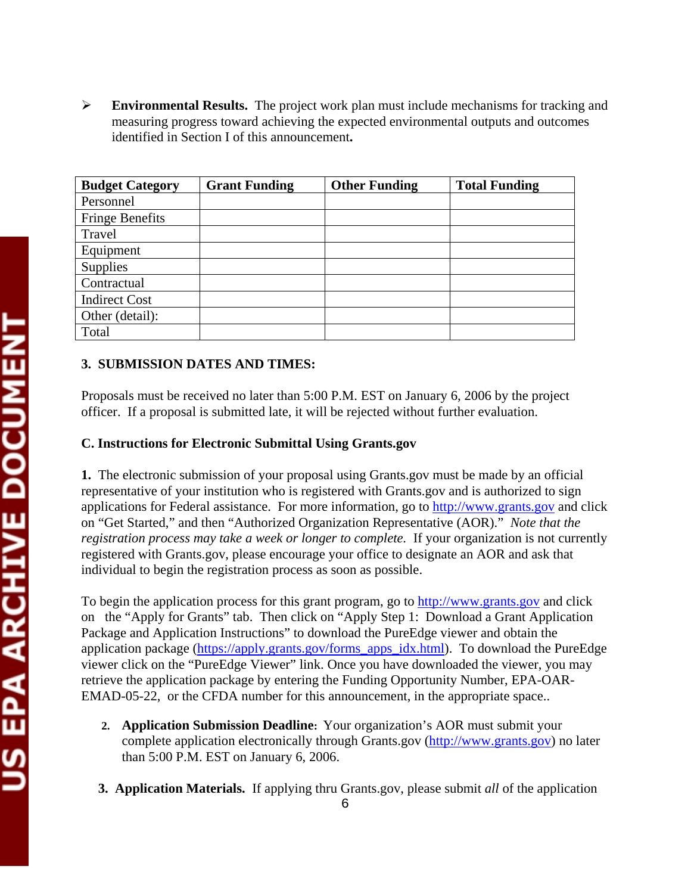- **Environmental Results.** The project work plan must include mechanisms for tracking and measuring progress toward achieving the expected environmental outputs and outcomes identified in Section I of this announcement**.**

| Budget Category | Grant Funding | Other Funding | Total Funding |
|---|---|---|---|
| Personnel | | | |
| Fringe Benefits | | | |
| Travel | | | |
| Equipment | | | |
| Supplies | | | |
| Contractual | | | |
| Indirect Cost | | | |
| Other (detail): | | | |
| Total | | | |

**3. SUBMISSION DATES AND TIMES:**

Proposals must be received no later than 5:00 P.M. EST on January 6, 2006 by the project officer. If a proposal is submitted late, it will be rejected without further evaluation.

**C. Instructions for Electronic Submittal Using Grants.gov**

**1.** The electronic submission of your proposal using Grants.gov must be made by an official representative of your institution who is registered with Grants.gov and is authorized to sign applications for Federal assistance. For more information, go to http://www.grants.gov and click on "Get Started," and then "Authorized Organization Representative (AOR)." *Note that the registration process may take a week or longer to complete.* If your organization is not currently registered with Grants.gov, please encourage your office to designate an AOR and ask that individual to begin the registration process as soon as possible.

To begin the application process for this grant program, go to http://www.grants.gov and click on the "Apply for Grants" tab. Then click on "Apply Step 1: Download a Grant Application Package and Application Instructions" to download the PureEdge viewer and obtain the application package (https://apply.grants.gov/forms_apps_idx.html). To download the PureEdge viewer click on the "PureEdge Viewer" link. Once you have downloaded the viewer, you may retrieve the application package by entering the Funding Opportunity Number, EPA-OAR-EMAD-05-22, or the CFDA number for this announcement, in the appropriate space..

2. **Application Submission Deadline:** Your organization's AOR must submit your complete application electronically through Grants.gov (http://www.grants.gov) no later than 5:00 P.M. EST on January 6, 2006.

3. **Application Materials.** If applying thru Grants.gov, please submit *all* of the application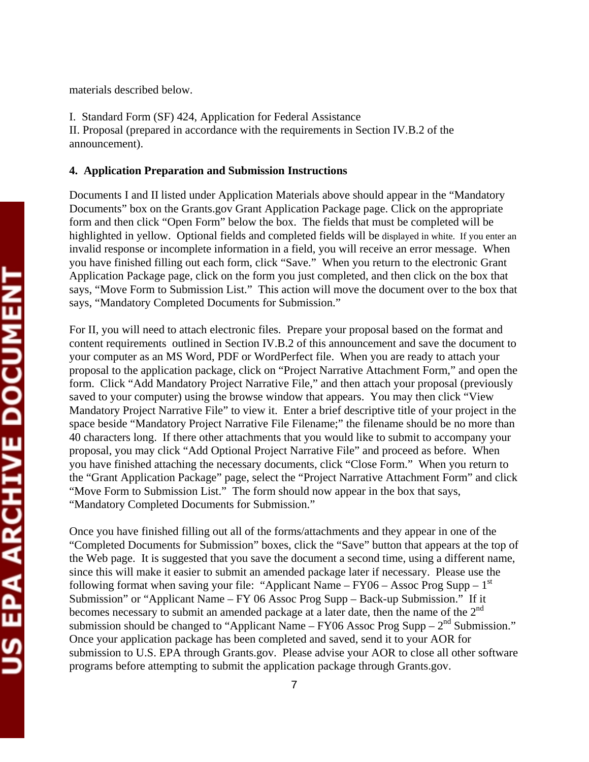materials described below.

I. Standard Form (SF) 424, Application for Federal Assistance
II. Proposal (prepared in accordance with the requirements in Section IV.B.2 of the announcement).

**4. Application Preparation and Submission Instructions**

Documents I and II listed under Application Materials above should appear in the "Mandatory Documents" box on the Grants.gov Grant Application Package page. Click on the appropriate form and then click "Open Form" below the box. The fields that must be completed will be highlighted in yellow. Optional fields and completed fields will be displayed in white. If you enter an invalid response or incomplete information in a field, you will receive an error message. When you have finished filling out each form, click "Save." When you return to the electronic Grant Application Package page, click on the form you just completed, and then click on the box that says, "Move Form to Submission List." This action will move the document over to the box that says, "Mandatory Completed Documents for Submission."

For II, you will need to attach electronic files. Prepare your proposal based on the format and content requirements outlined in Section IV.B.2 of this announcement and save the document to your computer as an MS Word, PDF or WordPerfect file. When you are ready to attach your proposal to the application package, click on "Project Narrative Attachment Form," and open the form. Click "Add Mandatory Project Narrative File," and then attach your proposal (previously saved to your computer) using the browse window that appears. You may then click "View Mandatory Project Narrative File" to view it. Enter a brief descriptive title of your project in the space beside "Mandatory Project Narrative File Filename;" the filename should be no more than 40 characters long. If there other attachments that you would like to submit to accompany your proposal, you may click "Add Optional Project Narrative File" and proceed as before. When you have finished attaching the necessary documents, click "Close Form." When you return to the "Grant Application Package" page, select the "Project Narrative Attachment Form" and click "Move Form to Submission List." The form should now appear in the box that says, "Mandatory Completed Documents for Submission."

Once you have finished filling out all of the forms/attachments and they appear in one of the "Completed Documents for Submission" boxes, click the "Save" button that appears at the top of the Web page. It is suggested that you save the document a second time, using a different name, since this will make it easier to submit an amended package later if necessary. Please use the following format when saving your file: "Applicant Name – FY06 – Assoc Prog Supp – 1st Submission" or "Applicant Name – FY 06 Assoc Prog Supp – Back-up Submission." If it becomes necessary to submit an amended package at a later date, then the name of the 2nd submission should be changed to "Applicant Name – FY06 Assoc Prog Supp – 2nd Submission." Once your application package has been completed and saved, send it to your AOR for submission to U.S. EPA through Grants.gov. Please advise your AOR to close all other software programs before attempting to submit the application package through Grants.gov.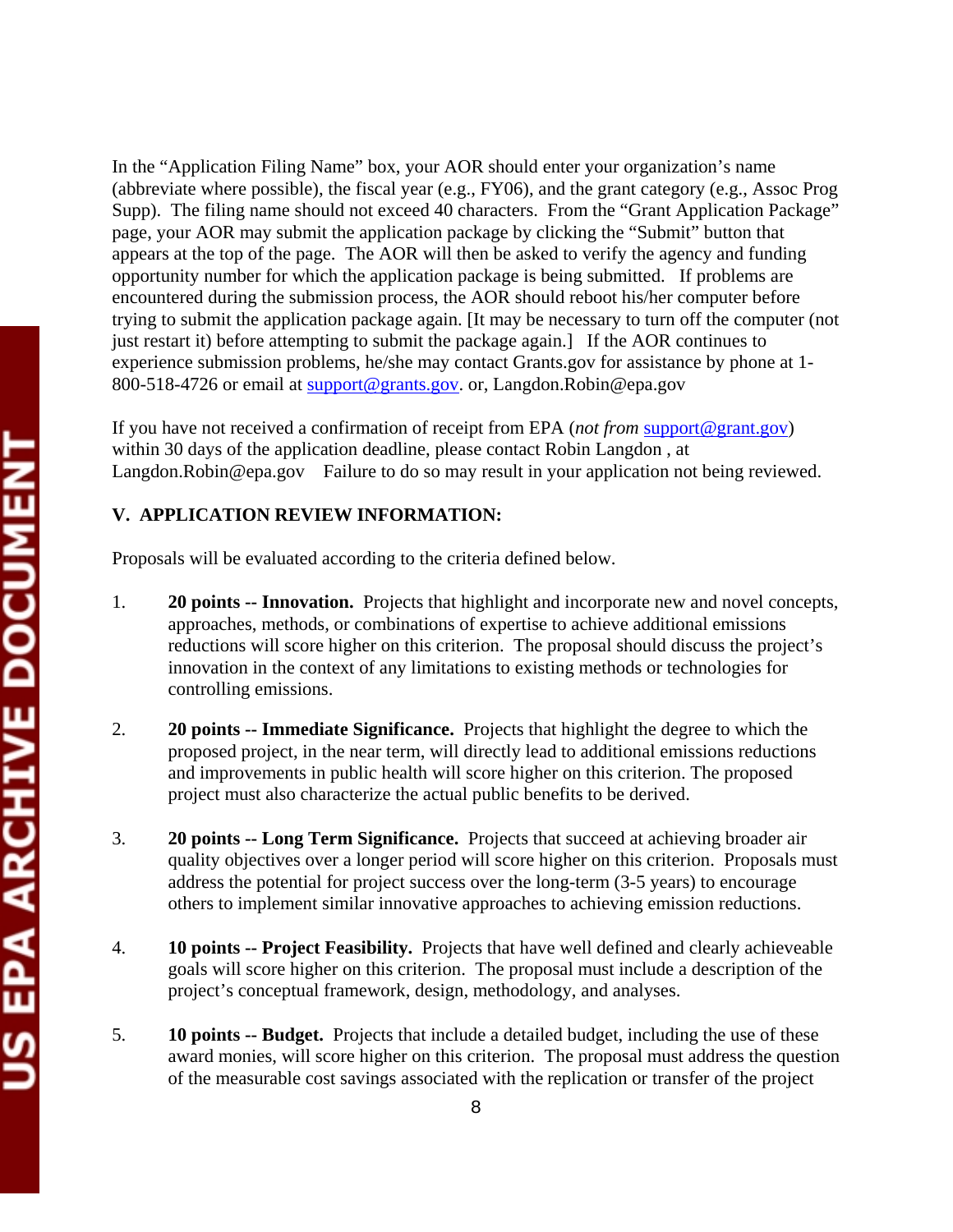In the "Application Filing Name" box, your AOR should enter your organization's name (abbreviate where possible), the fiscal year (e.g., FY06), and the grant category (e.g., Assoc Prog Supp). The filing name should not exceed 40 characters. From the "Grant Application Package" page, your AOR may submit the application package by clicking the "Submit" button that appears at the top of the page. The AOR will then be asked to verify the agency and funding opportunity number for which the application package is being submitted. If problems are encountered during the submission process, the AOR should reboot his/her computer before trying to submit the application package again. [It may be necessary to turn off the computer (not just restart it) before attempting to submit the package again.] If the AOR continues to experience submission problems, he/she may contact Grants.gov for assistance by phone at 1-800-518-4726 or email at support@grants.gov. or, Langdon.Robin@epa.gov

If you have not received a confirmation of receipt from EPA (*not from* support@grant.gov) within 30 days of the application deadline, please contact Robin Langdon , at Langdon.Robin@epa.gov Failure to do so may result in your application not being reviewed.

## V. APPLICATION REVIEW INFORMATION:

Proposals will be evaluated according to the criteria defined below.

1. **20 points -- Innovation.** Projects that highlight and incorporate new and novel concepts, approaches, methods, or combinations of expertise to achieve additional emissions reductions will score higher on this criterion. The proposal should discuss the project's innovation in the context of any limitations to existing methods or technologies for controlling emissions.

2. **20 points -- Immediate Significance.** Projects that highlight the degree to which the proposed project, in the near term, will directly lead to additional emissions reductions and improvements in public health will score higher on this criterion. The proposed project must also characterize the actual public benefits to be derived.

3. **20 points -- Long Term Significance.** Projects that succeed at achieving broader air quality objectives over a longer period will score higher on this criterion. Proposals must address the potential for project success over the long-term (3-5 years) to encourage others to implement similar innovative approaches to achieving emission reductions.

4. **10 points -- Project Feasibility.** Projects that have well defined and clearly achieveable goals will score higher on this criterion. The proposal must include a description of the project's conceptual framework, design, methodology, and analyses.

5. **10 points -- Budget.** Projects that include a detailed budget, including the use of these award monies, will score higher on this criterion. The proposal must address the question of the measurable cost savings associated with the replication or transfer of the project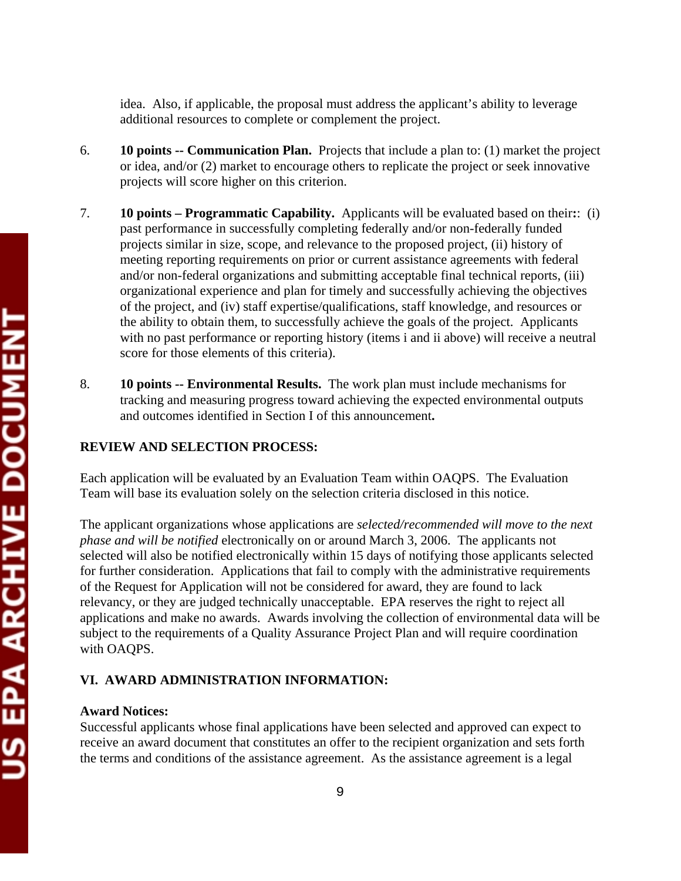idea. Also, if applicable, the proposal must address the applicant's ability to leverage additional resources to complete or complement the project.

6. **10 points -- Communication Plan.** Projects that include a plan to: (1) market the project or idea, and/or (2) market to encourage others to replicate the project or seek innovative projects will score higher on this criterion.

7. **10 points – Programmatic Capability.** Applicants will be evaluated based on their**:** (i) past performance in successfully completing federally and/or non-federally funded projects similar in size, scope, and relevance to the proposed project, (ii) history of meeting reporting requirements on prior or current assistance agreements with federal and/or non-federal organizations and submitting acceptable final technical reports, (iii) organizational experience and plan for timely and successfully achieving the objectives of the project, and (iv) staff expertise/qualifications, staff knowledge, and resources or the ability to obtain them, to successfully achieve the goals of the project. Applicants with no past performance or reporting history (items i and ii above) will receive a neutral score for those elements of this criteria).

8. **10 points -- Environmental Results.** The work plan must include mechanisms for tracking and measuring progress toward achieving the expected environmental outputs and outcomes identified in Section I of this announcement**.**

**REVIEW AND SELECTION PROCESS:**

Each application will be evaluated by an Evaluation Team within OAQPS. The Evaluation Team will base its evaluation solely on the selection criteria disclosed in this notice.

The applicant organizations whose applications are *selected/recommended will move to the next phase and will be notified* electronically on or around March 3, 2006. The applicants not selected will also be notified electronically within 15 days of notifying those applicants selected for further consideration. Applications that fail to comply with the administrative requirements of the Request for Application will not be considered for award, they are found to lack relevancy, or they are judged technically unacceptable. EPA reserves the right to reject all applications and make no awards. Awards involving the collection of environmental data will be subject to the requirements of a Quality Assurance Project Plan and will require coordination with OAQPS.

## VI. AWARD ADMINISTRATION INFORMATION:

**Award Notices:**
Successful applicants whose final applications have been selected and approved can expect to receive an award document that constitutes an offer to the recipient organization and sets forth the terms and conditions of the assistance agreement. As the assistance agreement is a legal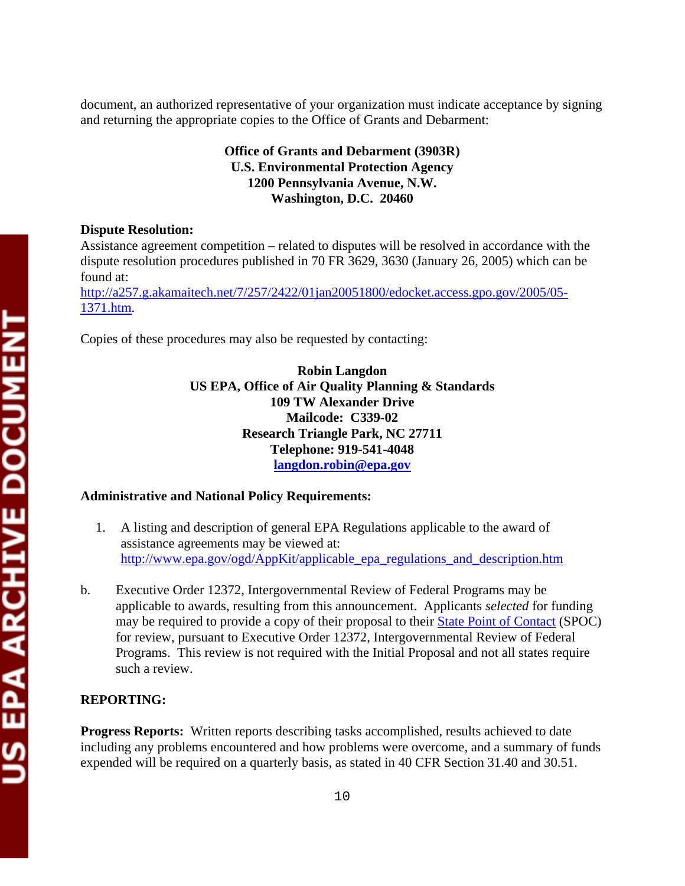document, an authorized representative of your organization must indicate acceptance by signing and returning the appropriate copies to the Office of Grants and Debarment:

**Office of Grants and Debarment (3903R)**
**U.S. Environmental Protection Agency**
**1200 Pennsylvania Avenue, N.W.**
**Washington, D.C. 20460**

**Dispute Resolution:**
Assistance agreement competition – related to disputes will be resolved in accordance with the dispute resolution procedures published in 70 FR 3629, 3630 (January 26, 2005) which can be found at:
[http://a257.g.akamaitech.net/7/257/2422/01jan20051800/edocket.access.gpo.gov/2005/05-1371.htm](http://a257.g.akamaitech.net/7/257/2422/01jan20051800/edocket.access.gpo.gov/2005/05-1371.htm).

Copies of these procedures may also be requested by contacting:

**Robin Langdon**
**US EPA, Office of Air Quality Planning & Standards**
**109 TW Alexander Drive**
**Mailcode: C339-02**
**Research Triangle Park, NC 27711**
**Telephone: 919-541-4048**
**[langdon.robin@epa.gov](mailto:langdon.robin@epa.gov)**

**Administrative and National Policy Requirements:**

1. A listing and description of general EPA Regulations applicable to the award of assistance agreements may be viewed at: [http://www.epa.gov/ogd/AppKit/applicable_epa_regulations_and_description.htm](http://www.epa.gov/ogd/AppKit/applicable_epa_regulations_and_description.htm)

b. Executive Order 12372, Intergovernmental Review of Federal Programs may be applicable to awards, resulting from this announcement. Applicants *selected* for funding may be required to provide a copy of their proposal to their State Point of Contact (SPOC) for review, pursuant to Executive Order 12372, Intergovernmental Review of Federal Programs. This review is not required with the Initial Proposal and not all states require such a review.

**REPORTING:**

**Progress Reports:** Written reports describing tasks accomplished, results achieved to date including any problems encountered and how problems were overcome, and a summary of funds expended will be required on a quarterly basis, as stated in 40 CFR Section 31.40 and 30.51.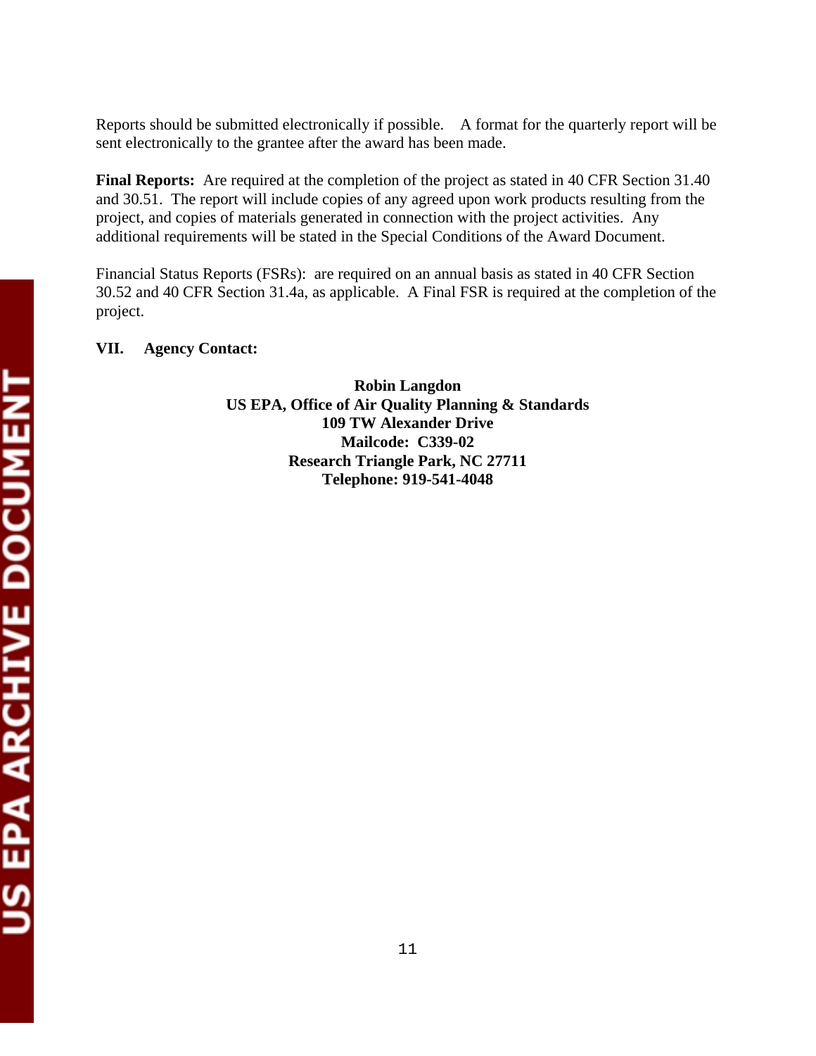Reports should be submitted electronically if possible. A format for the quarterly report will be sent electronically to the grantee after the award has been made.

**Final Reports:** Are required at the completion of the project as stated in 40 CFR Section 31.40 and 30.51. The report will include copies of any agreed upon work products resulting from the project, and copies of materials generated in connection with the project activities. Any additional requirements will be stated in the Special Conditions of the Award Document.

Financial Status Reports (FSRs): are required on an annual basis as stated in 40 CFR Section 30.52 and 40 CFR Section 31.4a, as applicable. A Final FSR is required at the completion of the project.

## VII. Agency Contact:

**Robin Langdon**
**US EPA, Office of Air Quality Planning & Standards**
**109 TW Alexander Drive**
**Mailcode: C339-02**
**Research Triangle Park, NC 27711**
**Telephone: 919-541-4048**